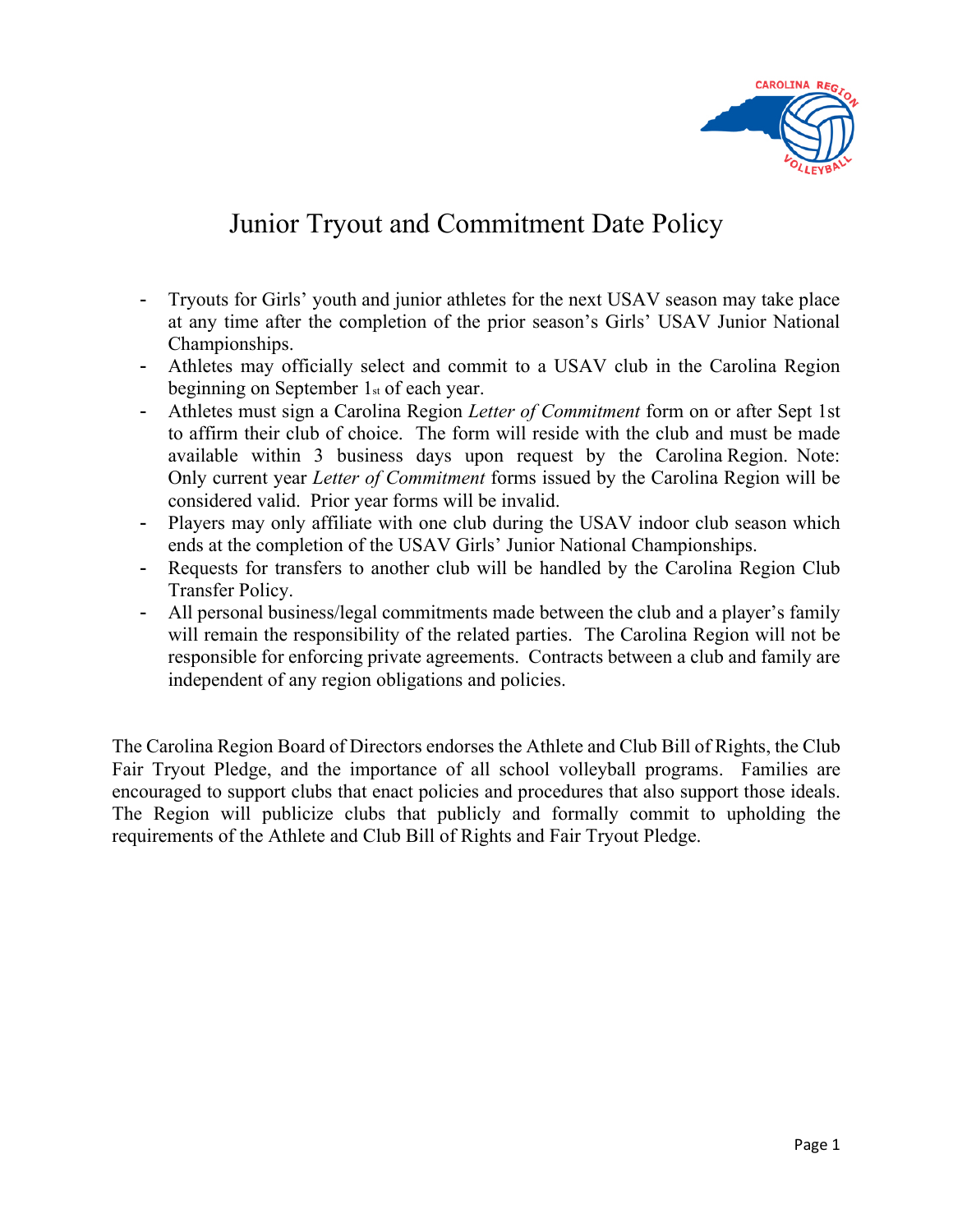# Junior Tryout and Commitment Date Policy

- Tryouts for Girls' youth and junior athletes for the next USAV season may take place at any time after the completion of the prior season's Girls' USAV Junior National Championships.
- Athletes may officially select and commit to a USAV club in the Carolina Region beginning on September 1st of each year.
- Athletes must sign a Carolina Region *Letter of Commitment* form on or after Sept 1st to affirm their club of choice. The form will reside with the club and must be made available within 3 business days upon request by the Carolina Region. Note: Only current year *Letter of Commitment* forms issued by the Carolina Region will be considered valid. Prior year forms will be invalid.
- Players may only affiliate with one club during the USAV indoor club season which ends at the completion of the USAV Girls' Junior National Championships.
- Requests for transfers to another club will be handled by the Carolina Region Club Transfer Policy.
- All personal business/legal commitments made between the club and a player's family will remain the responsibility of the related parties. The Carolina Region will not be responsible for enforcing private agreements. Contracts between a club and family are independent of any region obligations and policies.

The Carolina Region Board of Directors endorses the Athlete and Club Bill of Rights, the Club Fair Tryout Pledge, and the importance of all school volleyball programs. Families are encouraged to support clubs that enact policies and procedures that also support those ideals. The Region will publicize clubs that publicly and formally commit to upholding the requirements of the Athlete and Club Bill of Rights and Fair Tryout Pledge.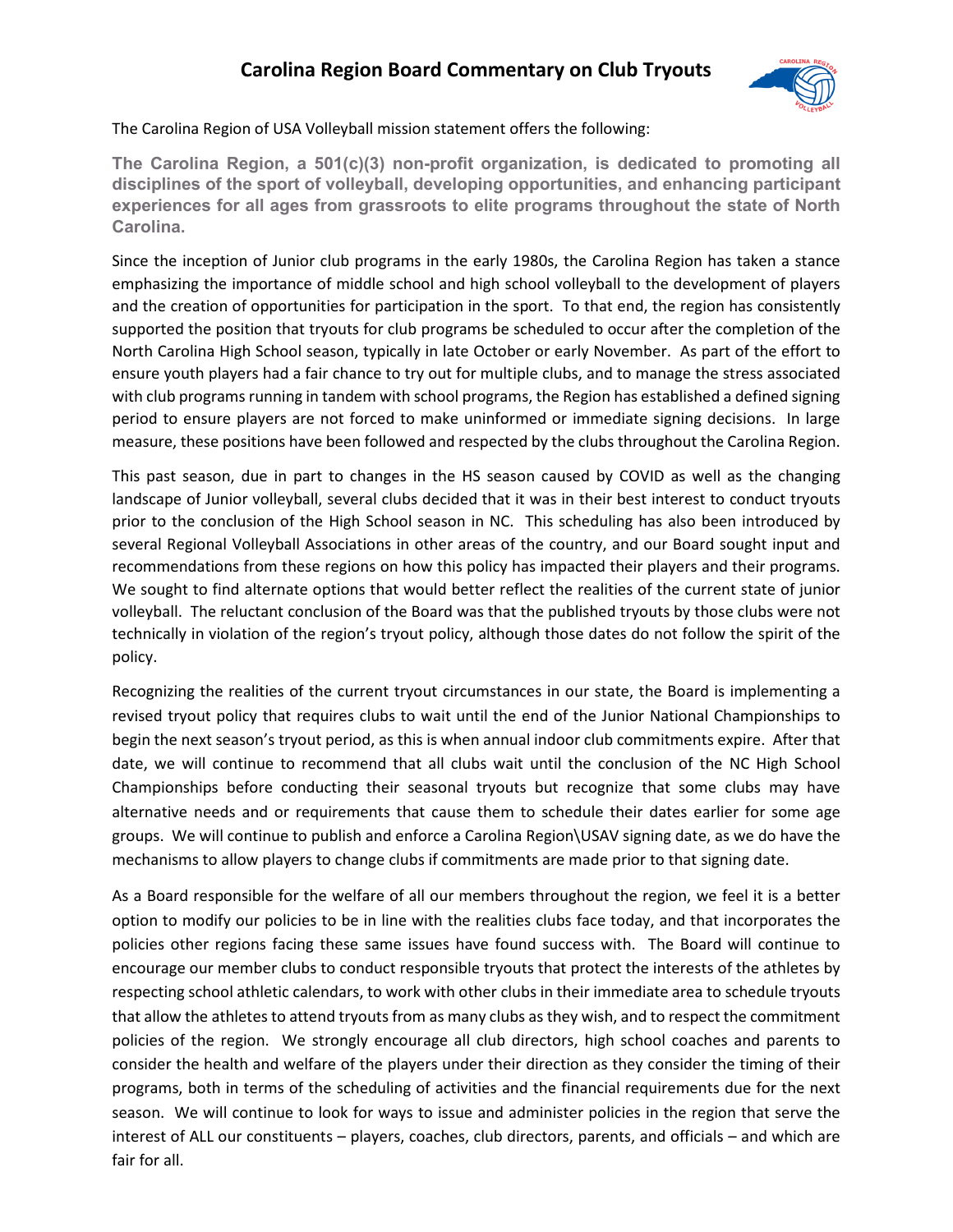# Carolina Region Board Commentary on Club Tryouts

The Carolina Region of USA Volleyball mission statement offers the following:

**The Carolina Region, a 501(c)(3) non-profit organization, is dedicated to promoting all disciplines of the sport of volleyball, developing opportunities, and enhancing participant experiences for all ages from grassroots to elite programs throughout the state of North Carolina.**

Since the inception of Junior club programs in the early 1980s, the Carolina Region has taken a stance emphasizing the importance of middle school and high school volleyball to the development of players and the creation of opportunities for participation in the sport. To that end, the region has consistently supported the position that tryouts for club programs be scheduled to occur after the completion of the North Carolina High School season, typically in late October or early November. As part of the effort to ensure youth players had a fair chance to try out for multiple clubs, and to manage the stress associated with club programs running in tandem with school programs, the Region has established a defined signing period to ensure players are not forced to make uninformed or immediate signing decisions. In large measure, these positions have been followed and respected by the clubs throughout the Carolina Region.

This past season, due in part to changes in the HS season caused by COVID as well as the changing landscape of Junior volleyball, several clubs decided that it was in their best interest to conduct tryouts prior to the conclusion of the High School season in NC. This scheduling has also been introduced by several Regional Volleyball Associations in other areas of the country, and our Board sought input and recommendations from these regions on how this policy has impacted their players and their programs. We sought to find alternate options that would better reflect the realities of the current state of junior volleyball. The reluctant conclusion of the Board was that the published tryouts by those clubs were not technically in violation of the region's tryout policy, although those dates do not follow the spirit of the policy.

Recognizing the realities of the current tryout circumstances in our state, the Board is implementing a revised tryout policy that requires clubs to wait until the end of the Junior National Championships to begin the next season's tryout period, as this is when annual indoor club commitments expire. After that date, we will continue to recommend that all clubs wait until the conclusion of the NC High School Championships before conducting their seasonal tryouts but recognize that some clubs may have alternative needs and or requirements that cause them to schedule their dates earlier for some age groups. We will continue to publish and enforce a Carolina Region\USAV signing date, as we do have the mechanisms to allow players to change clubs if commitments are made prior to that signing date.

As a Board responsible for the welfare of all our members throughout the region, we feel it is a better option to modify our policies to be in line with the realities clubs face today, and that incorporates the policies other regions facing these same issues have found success with. The Board will continue to encourage our member clubs to conduct responsible tryouts that protect the interests of the athletes by respecting school athletic calendars, to work with other clubs in their immediate area to schedule tryouts that allow the athletes to attend tryouts from as many clubs as they wish, and to respect the commitment policies of the region. We strongly encourage all club directors, high school coaches and parents to consider the health and welfare of the players under their direction as they consider the timing of their programs, both in terms of the scheduling of activities and the financial requirements due for the next season. We will continue to look for ways to issue and administer policies in the region that serve the interest of ALL our constituents – players, coaches, club directors, parents, and officials – and which are fair for all.